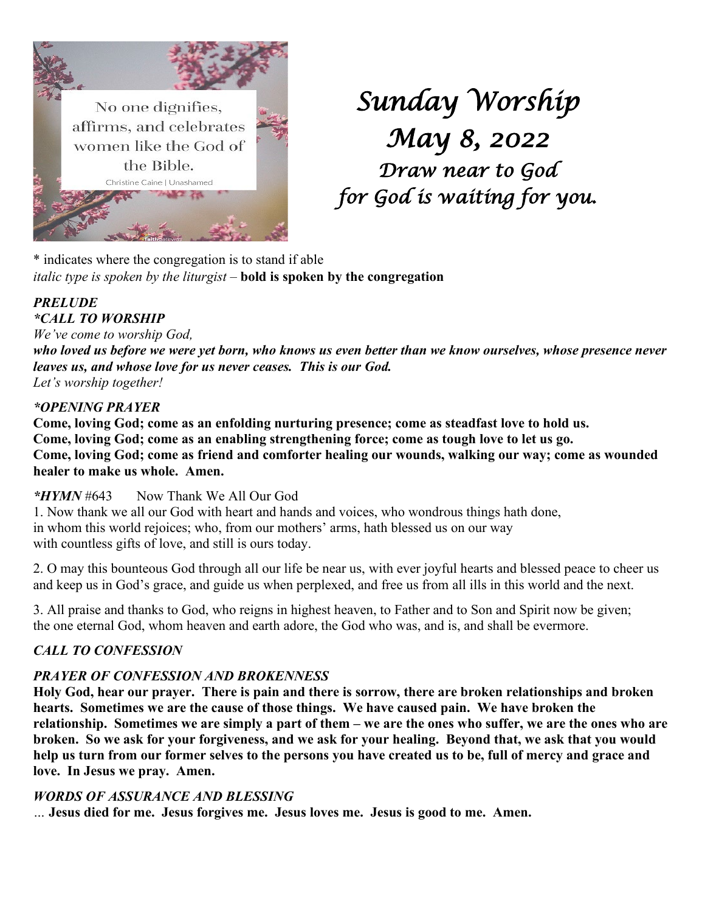No one dignifies, affirms, and celebrates women like the God of the Bible.

Christine Caine | Unashamed

# *Sunday Worship*
# *May 8, 2022*
## *Draw near to God for God is waiting for you.*

* indicates where the congregation is to stand if able
*italic type is spoken by the liturgist* – **bold is spoken by the congregation**

***PRELUDE***

***\*CALL TO WORSHIP***

*We've come to worship God,*
***who loved us before we were yet born, who knows us even better than we know ourselves, whose presence never leaves us, and whose love for us never ceases. This is our God.***
*Let's worship together!*

***\*OPENING PRAYER***

**Come, loving God; come as an enfolding nurturing presence; come as steadfast love to hold us.**
**Come, loving God; come as an enabling strengthening force; come as tough love to let us go.**
**Come, loving God; come as friend and comforter healing our wounds, walking our way; come as wounded healer to make us whole. Amen.**

***\*HYMN*** #643 Now Thank We All Our God

1. Now thank we all our God with heart and hands and voices, who wondrous things hath done, in whom this world rejoices; who, from our mothers' arms, hath blessed us on our way with countless gifts of love, and still is ours today.

2. O may this bounteous God through all our life be near us, with ever joyful hearts and blessed peace to cheer us and keep us in God's grace, and guide us when perplexed, and free us from all ills in this world and the next.

3. All praise and thanks to God, who reigns in highest heaven, to Father and to Son and Spirit now be given; the one eternal God, whom heaven and earth adore, the God who was, and is, and shall be evermore.

***CALL TO CONFESSION***

***PRAYER OF CONFESSION AND BROKENNESS***

**Holy God, hear our prayer. There is pain and there is sorrow, there are broken relationships and broken hearts. Sometimes we are the cause of those things. We have caused pain. We have broken the relationship. Sometimes we are simply a part of them – we are the ones who suffer, we are the ones who are broken. So we ask for your forgiveness, and we ask for your healing. Beyond that, we ask that you would help us turn from our former selves to the persons you have created us to be, full of mercy and grace and love. In Jesus we pray. Amen.**

***WORDS OF ASSURANCE AND BLESSING***

… **Jesus died for me. Jesus forgives me. Jesus loves me. Jesus is good to me. Amen.**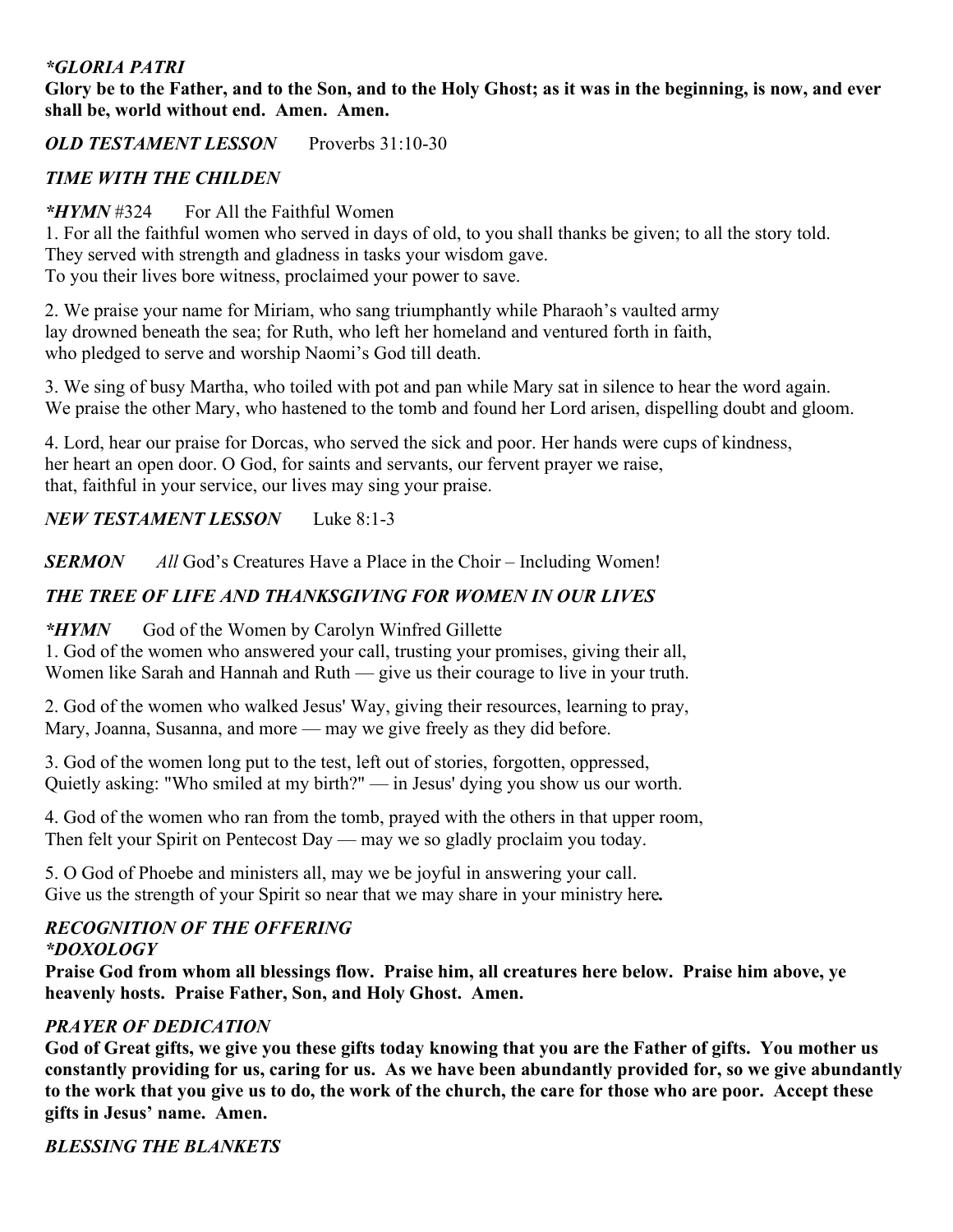***GLORIA PATRI***

**Glory be to the Father, and to the Son, and to the Holy Ghost; as it was in the beginning, is now, and ever shall be, world without end. Amen. Amen.**

***OLD TESTAMENT LESSON*** Proverbs 31:10-30

***TIME WITH THE CHILDEN***

***\*HYMN*** #324 For All the Faithful Women

1. For all the faithful women who served in days of old, to you shall thanks be given; to all the story told.
They served with strength and gladness in tasks your wisdom gave.
To you their lives bore witness, proclaimed your power to save.

2. We praise your name for Miriam, who sang triumphantly while Pharaoh's vaulted army
lay drowned beneath the sea; for Ruth, who left her homeland and ventured forth in faith,
who pledged to serve and worship Naomi's God till death.

3. We sing of busy Martha, who toiled with pot and pan while Mary sat in silence to hear the word again.
We praise the other Mary, who hastened to the tomb and found her Lord arisen, dispelling doubt and gloom.

4. Lord, hear our praise for Dorcas, who served the sick and poor. Her hands were cups of kindness,
her heart an open door. O God, for saints and servants, our fervent prayer we raise,
that, faithful in your service, our lives may sing your praise.

***NEW TESTAMENT LESSON*** Luke 8:1-3

***SERMON*** *All* God's Creatures Have a Place in the Choir – Including Women!

***THE TREE OF LIFE AND THANKSGIVING FOR WOMEN IN OUR LIVES***

***\*HYMN*** God of the Women by Carolyn Winfred Gillette

1. God of the women who answered your call, trusting your promises, giving their all,
Women like Sarah and Hannah and Ruth — give us their courage to live in your truth.

2. God of the women who walked Jesus' Way, giving their resources, learning to pray,
Mary, Joanna, Susanna, and more — may we give freely as they did before.

3. God of the women long put to the test, left out of stories, forgotten, oppressed,
Quietly asking: "Who smiled at my birth?" — in Jesus' dying you show us our worth.

4. God of the women who ran from the tomb, prayed with the others in that upper room,
Then felt your Spirit on Pentecost Day — may we so gladly proclaim you today.

5. O God of Phoebe and ministers all, may we be joyful in answering your call.
Give us the strength of your Spirit so near that we may share in your ministry here.

***RECOGNITION OF THE OFFERING***

***\*DOXOLOGY***

**Praise God from whom all blessings flow. Praise him, all creatures here below. Praise him above, ye heavenly hosts. Praise Father, Son, and Holy Ghost. Amen.**

***PRAYER OF DEDICATION***

**God of Great gifts, we give you these gifts today knowing that you are the Father of gifts. You mother us constantly providing for us, caring for us. As we have been abundantly provided for, so we give abundantly to the work that you give us to do, the work of the church, the care for those who are poor. Accept these gifts in Jesus' name. Amen.**

***BLESSING THE BLANKETS***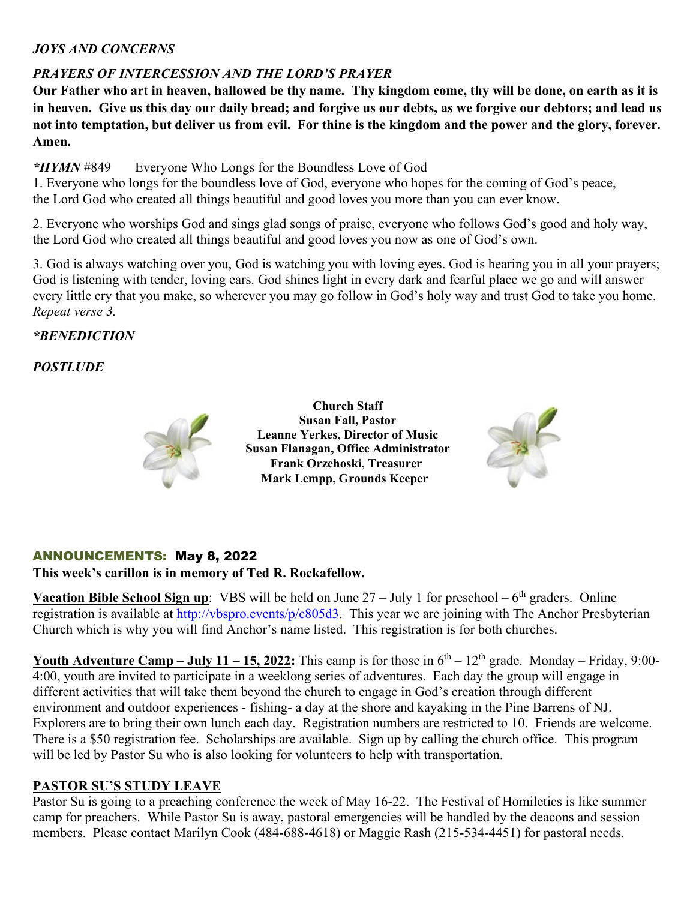*JOYS AND CONCERNS*

*PRAYERS OF INTERCESSION AND THE LORD'S PRAYER*

**Our Father who art in heaven, hallowed be thy name. Thy kingdom come, thy will be done, on earth as it is in heaven. Give us this day our daily bread; and forgive us our debts, as we forgive our debtors; and lead us not into temptation, but deliver us from evil. For thine is the kingdom and the power and the glory, forever. Amen.**

***HYMN** #849 Everyone Who Longs for the Boundless Love of God

1. Everyone who longs for the boundless love of God, everyone who hopes for the coming of God's peace, the Lord God who created all things beautiful and good loves you more than you can ever know.

2. Everyone who worships God and sings glad songs of praise, everyone who follows God's good and holy way, the Lord God who created all things beautiful and good loves you now as one of God's own.

3. God is always watching over you, God is watching you with loving eyes. God is hearing you in all your prayers; God is listening with tender, loving ears. God shines light in every dark and fearful place we go and will answer every little cry that you make, so wherever you may go follow in God's holy way and trust God to take you home. *Repeat verse 3.*

*\*BENEDICTION*

*POSTLUDE*

**Church Staff**
**Susan Fall, Pastor**
**Leanne Yerkes, Director of Music**
**Susan Flanagan, Office Administrator**
**Frank Orzehoski, Treasurer**
**Mark Lempp, Grounds Keeper**

## ANNOUNCEMENTS: May 8, 2022

**This week's carillon is in memory of Ted R. Rockafellow.**

**Vacation Bible School Sign up**: VBS will be held on June 27 – July 1 for preschool – 6th graders. Online registration is available at http://vbspro.events/p/c805d3. This year we are joining with The Anchor Presbyterian Church which is why you will find Anchor's name listed. This registration is for both churches.

**Youth Adventure Camp – July 11 – 15, 2022:** This camp is for those in 6th – 12th grade. Monday – Friday, 9:00-4:00, youth are invited to participate in a weeklong series of adventures. Each day the group will engage in different activities that will take them beyond the church to engage in God's creation through different environment and outdoor experiences - fishing- a day at the shore and kayaking in the Pine Barrens of NJ. Explorers are to bring their own lunch each day. Registration numbers are restricted to 10. Friends are welcome. There is a $50 registration fee. Scholarships are available. Sign up by calling the church office. This program will be led by Pastor Su who is also looking for volunteers to help with transportation.

**PASTOR SU'S STUDY LEAVE**

Pastor Su is going to a preaching conference the week of May 16-22. The Festival of Homiletics is like summer camp for preachers. While Pastor Su is away, pastoral emergencies will be handled by the deacons and session members. Please contact Marilyn Cook (484-688-4618) or Maggie Rash (215-534-4451) for pastoral needs.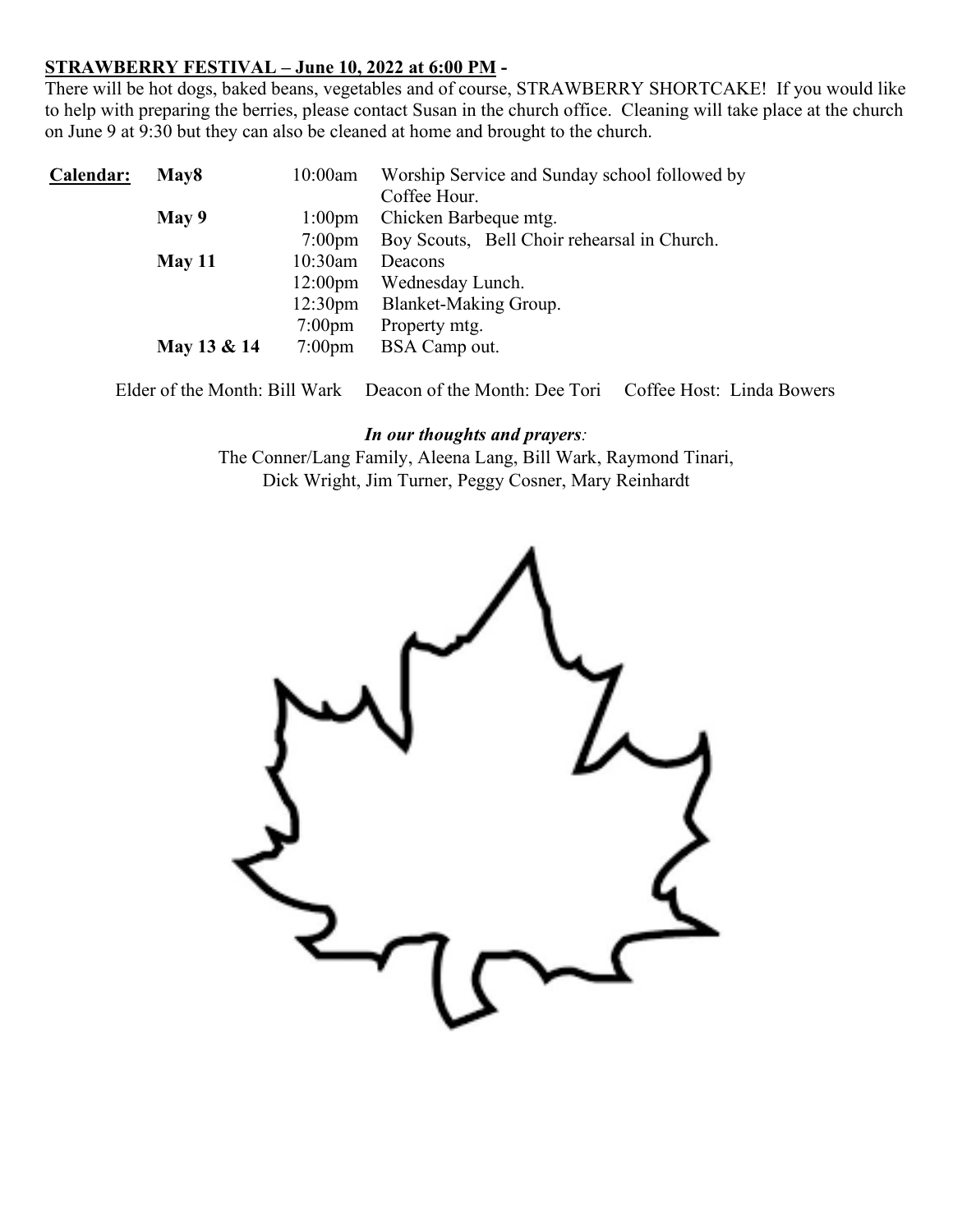**STRAWBERRY FESTIVAL – June 10, 2022 at 6:00 PM -**
There will be hot dogs, baked beans, vegetables and of course, STRAWBERRY SHORTCAKE! If you would like to help with preparing the berries, please contact Susan in the church office. Cleaning will take place at the church on June 9 at 9:30 but they can also be cleaned at home and brought to the church.

| | | | |
|---|---|---|---|
| **Calendar:** | **May8** | 10:00am | Worship Service and Sunday school followed by Coffee Hour. |
| | **May 9** | 1:00pm | Chicken Barbeque mtg. |
| | | 7:00pm | Boy Scouts, Bell Choir rehearsal in Church. |
| | **May 11** | 10:30am | Deacons |
| | | 12:00pm | Wednesday Lunch. |
| | | 12:30pm | Blanket-Making Group. |
| | | 7:00pm | Property mtg. |
| | **May 13 & 14** | 7:00pm | BSA Camp out. |

Elder of the Month: Bill Wark Deacon of the Month: Dee Tori Coffee Host: Linda Bowers

***In our thoughts and prayers:***

The Conner/Lang Family, Aleena Lang, Bill Wark, Raymond Tinari, Dick Wright, Jim Turner, Peggy Cosner, Mary Reinhardt